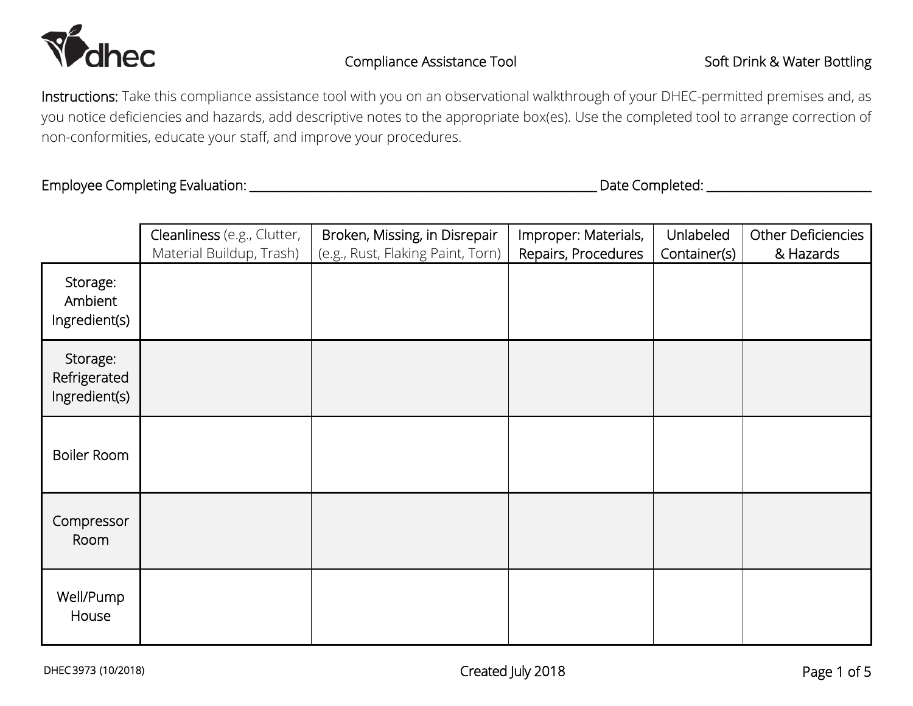dhec

Compliance Assistance Tool

Soft Drink & Water Bottling

Instructions: Take this compliance assistance tool with you on an observational walkthrough of your DHEC-permitted premises and, as you notice deficiencies and hazards, add descriptive notes to the appropriate box(es). Use the completed tool to arrange correction of non-conformities, educate your staff, and improve your procedures.

Employee Completing Evaluation: ______________________________ Date Completed: ______________

| | Cleanliness (e.g., Clutter, Material Buildup, Trash) | Broken, Missing, in Disrepair (e.g., Rust, Flaking Paint, Torn) | Improper: Materials, Repairs, Procedures | Unlabeled Container(s) | Other Deficiencies & Hazards |
|---|---|---|---|---|---|
| Storage: Ambient Ingredient(s) | | | | | |
| Storage: Refrigerated Ingredient(s) | | | | | |
| Boiler Room | | | | | |
| Compressor Room | | | | | |
| Well/Pump House | | | | | |

DHEC 3973 (10/2018)

Created July 2018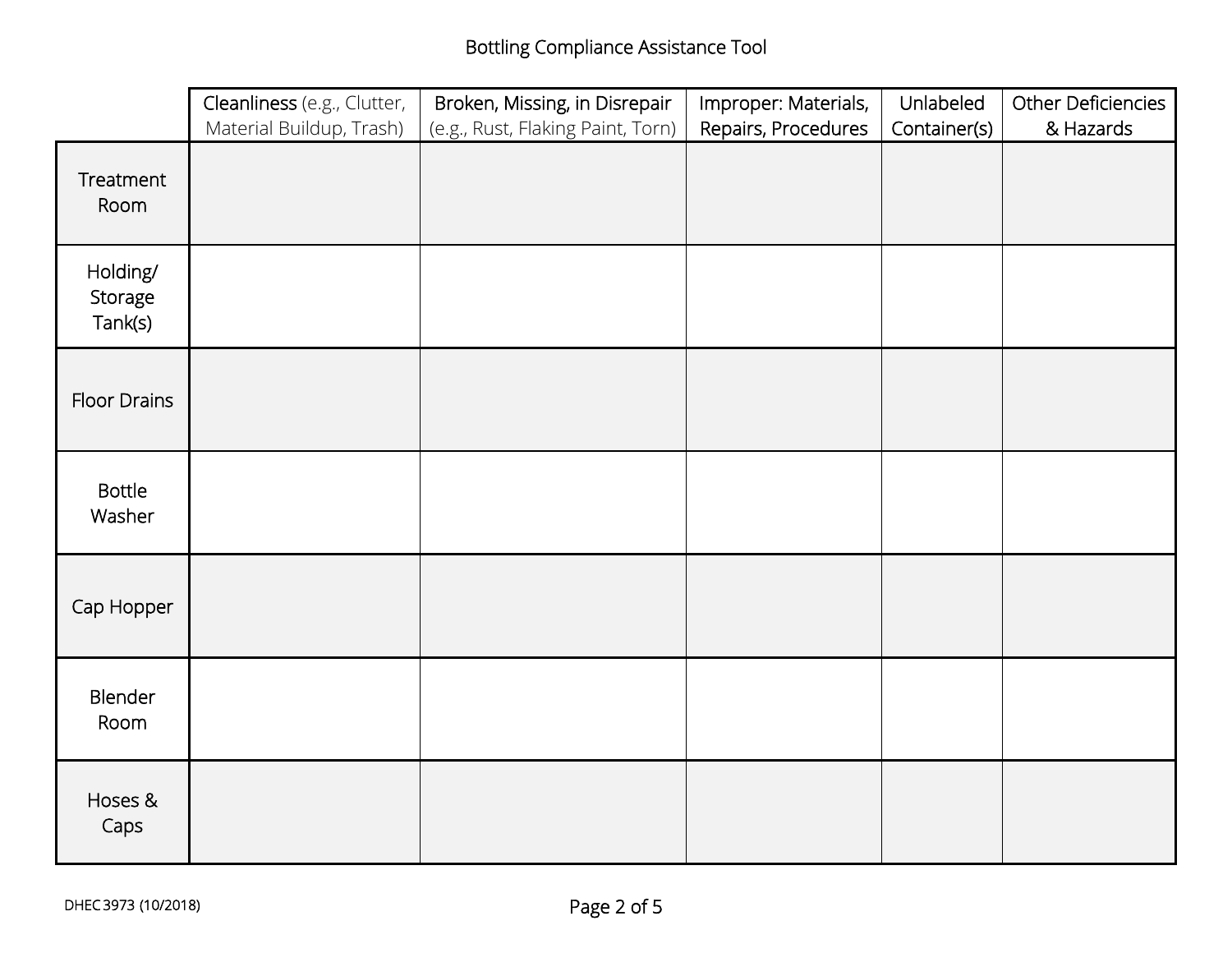# Bottling Compliance Assistance Tool

| | Cleanliness (e.g., Clutter, Material Buildup, Trash) | Broken, Missing, in Disrepair (e.g., Rust, Flaking Paint, Torn) | Improper: Materials, Repairs, Procedures | Unlabeled Container(s) | Other Deficiencies & Hazards |
|---|---|---|---|---|---|
| Treatment Room | | | | | |
| Holding/ Storage Tank(s) | | | | | |
| Floor Drains | | | | | |
| Bottle Washer | | | | | |
| Cap Hopper | | | | | |
| Blender Room | | | | | |
| Hoses & Caps | | | | | |

DHEC 3973 (10/2018)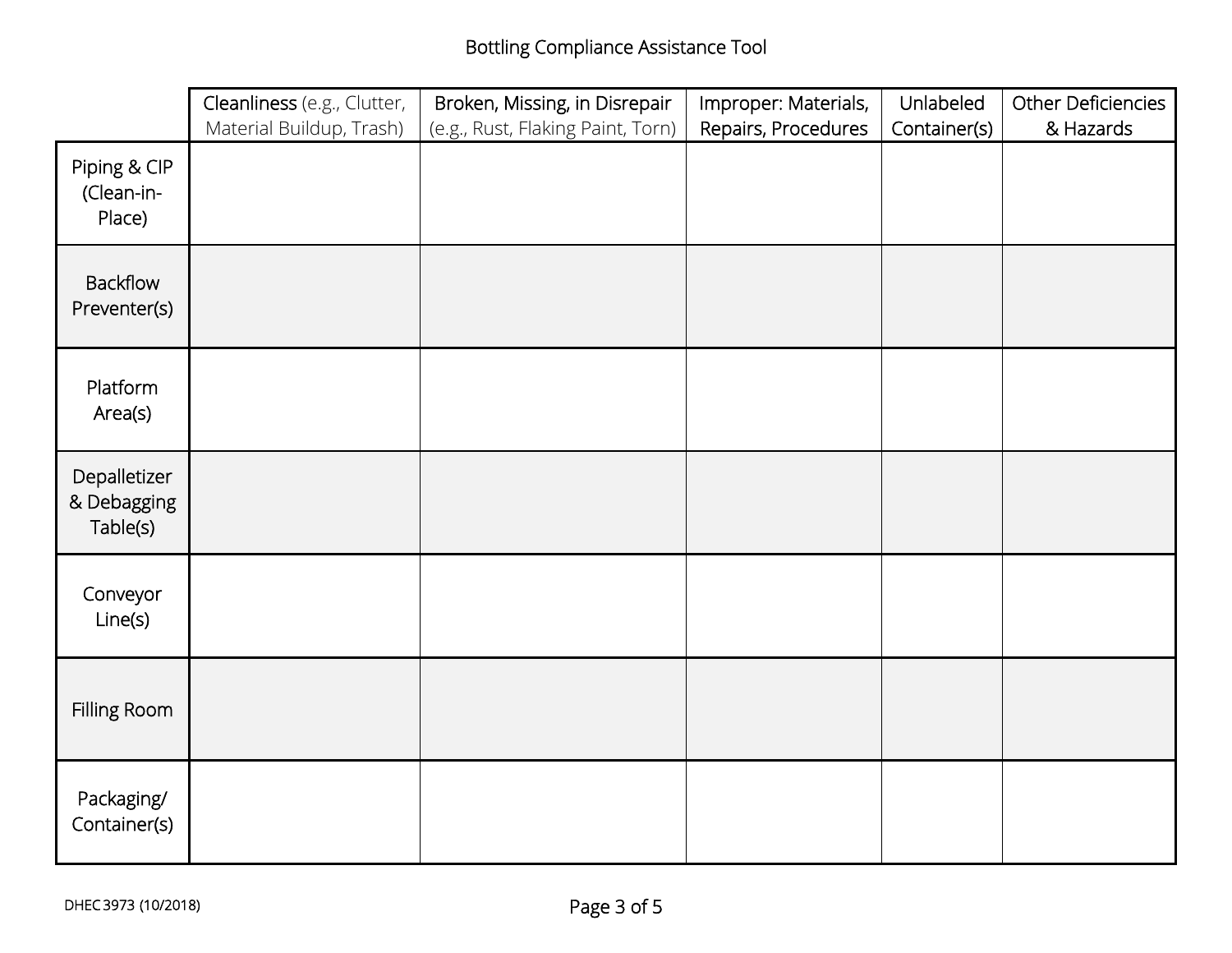Bottling Compliance Assistance Tool

| | Cleanliness (e.g., Clutter, Material Buildup, Trash) | Broken, Missing, in Disrepair (e.g., Rust, Flaking Paint, Torn) | Improper: Materials, Repairs, Procedures | Unlabeled Container(s) | Other Deficiencies & Hazards |
|---|---|---|---|---|---|
| Piping & CIP (Clean-in-Place) | | | | | |
| Backflow Preventer(s) | | | | | |
| Platform Area(s) | | | | | |
| Depalletizer & Debagging Table(s) | | | | | |
| Conveyor Line(s) | | | | | |
| Filling Room | | | | | |
| Packaging/ Container(s) | | | | | |

DHEC 3973 (10/2018)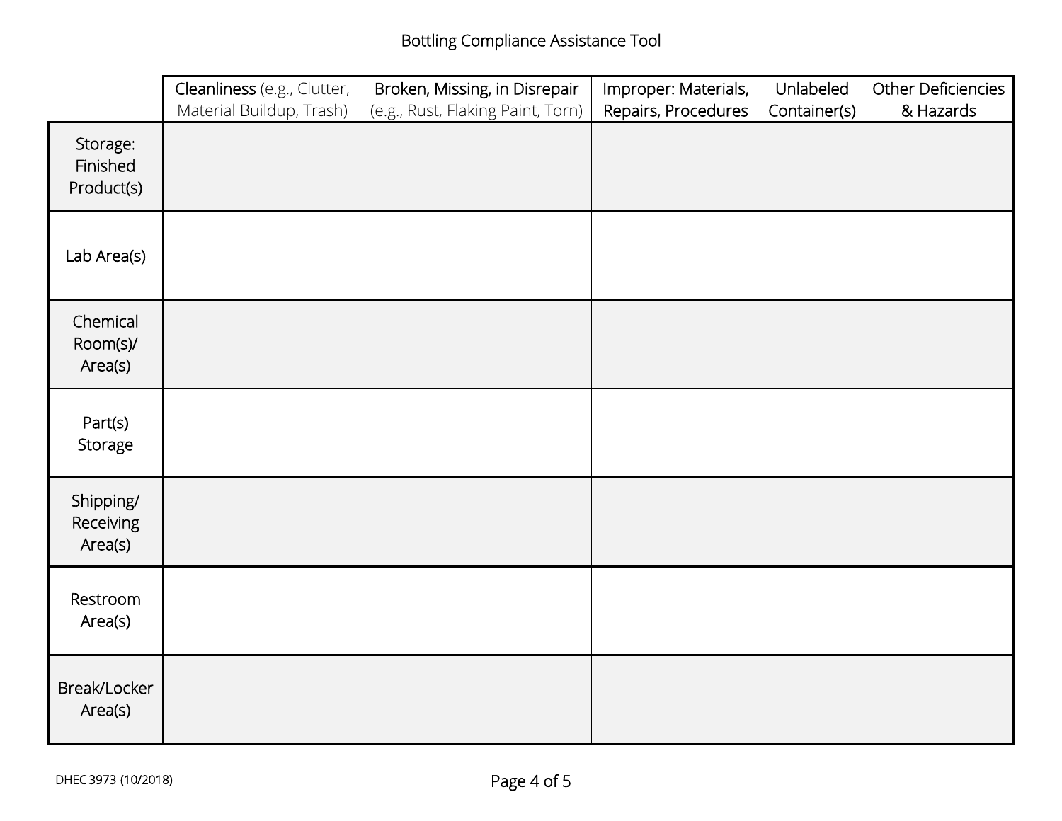# Bottling Compliance Assistance Tool

| | Cleanliness (e.g., Clutter, Material Buildup, Trash) | Broken, Missing, in Disrepair (e.g., Rust, Flaking Paint, Torn) | Improper: Materials, Repairs, Procedures | Unlabeled Container(s) | Other Deficiencies & Hazards |
|---|---|---|---|---|---|
| Storage: Finished Product(s) | | | | | |
| Lab Area(s) | | | | | |
| Chemical Room(s)/ Area(s) | | | | | |
| Part(s) Storage | | | | | |
| Shipping/ Receiving Area(s) | | | | | |
| Restroom Area(s) | | | | | |
| Break/Locker Area(s) | | | | | |

DHEC 3973 (10/2018)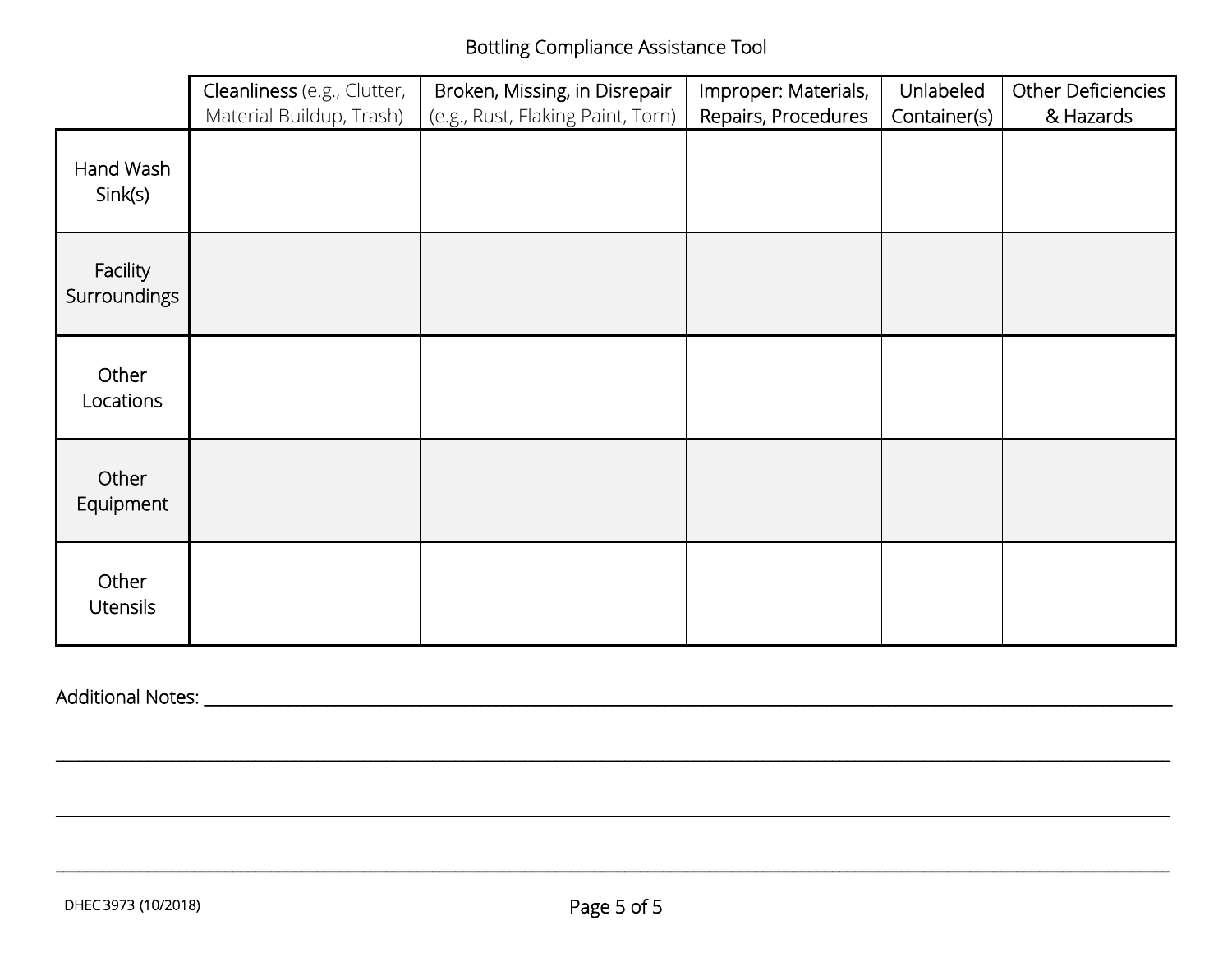Bottling Compliance Assistance Tool

| | Cleanliness (e.g., Clutter, Material Buildup, Trash) | Broken, Missing, in Disrepair (e.g., Rust, Flaking Paint, Torn) | Improper: Materials, Repairs, Procedures | Unlabeled Container(s) | Other Deficiencies & Hazards |
|---|---|---|---|---|---|
| Hand Wash Sink(s) | | | | | |
| Facility Surroundings | | | | | |
| Other Locations | | | | | |
| Other Equipment | | | | | |
| Other Utensils | | | | | |

Additional Notes: ____________________________________________________________________________

____________________________________________________________________________________________

____________________________________________________________________________________________

____________________________________________________________________________________________

DHEC 3973 (10/2018)